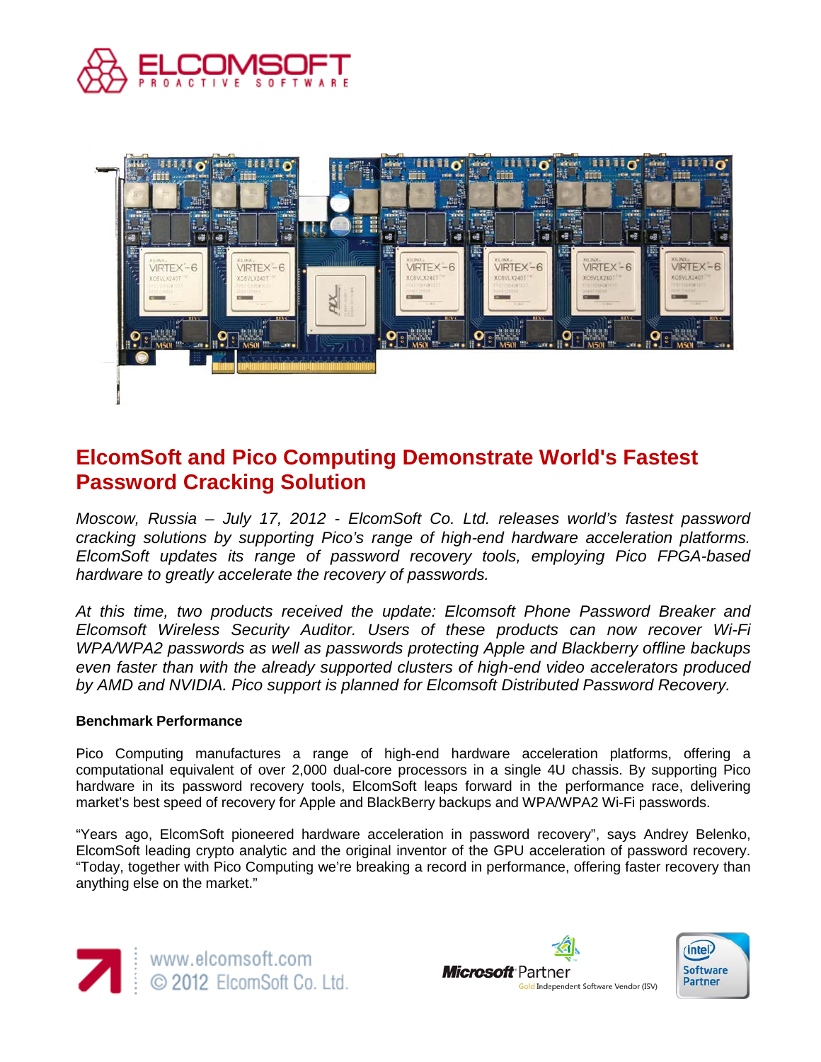# ElcomSoft and Pico Computing Demonstrate World's Fastest Password Cracking Solution

*Moscow, Russia – July 17, 2012 - ElcomSoft Co. Ltd. releases world's fastest password cracking solutions by supporting Pico's range of high-end hardware acceleration platforms. ElcomSoft updates its range of password recovery tools, employing Pico FPGA-based hardware to greatly accelerate the recovery of passwords.*

*At this time, two products received the update: Elcomsoft Phone Password Breaker and Elcomsoft Wireless Security Auditor. Users of these products can now recover Wi-Fi WPA/WPA2 passwords as well as passwords protecting Apple and Blackberry offline backups even faster than with the already supported clusters of high-end video accelerators produced by AMD and NVIDIA. Pico support is planned for Elcomsoft Distributed Password Recovery.*

**Benchmark Performance**

Pico Computing manufactures a range of high-end hardware acceleration platforms, offering a computational equivalent of over 2,000 dual-core processors in a single 4U chassis. By supporting Pico hardware in its password recovery tools, ElcomSoft leaps forward in the performance race, delivering market's best speed of recovery for Apple and BlackBerry backups and WPA/WPA2 Wi-Fi passwords.

"Years ago, ElcomSoft pioneered hardware acceleration in password recovery", says Andrey Belenko, ElcomSoft leading crypto analytic and the original inventor of the GPU acceleration of password recovery. "Today, together with Pico Computing we're breaking a record in performance, offering faster recovery than anything else on the market."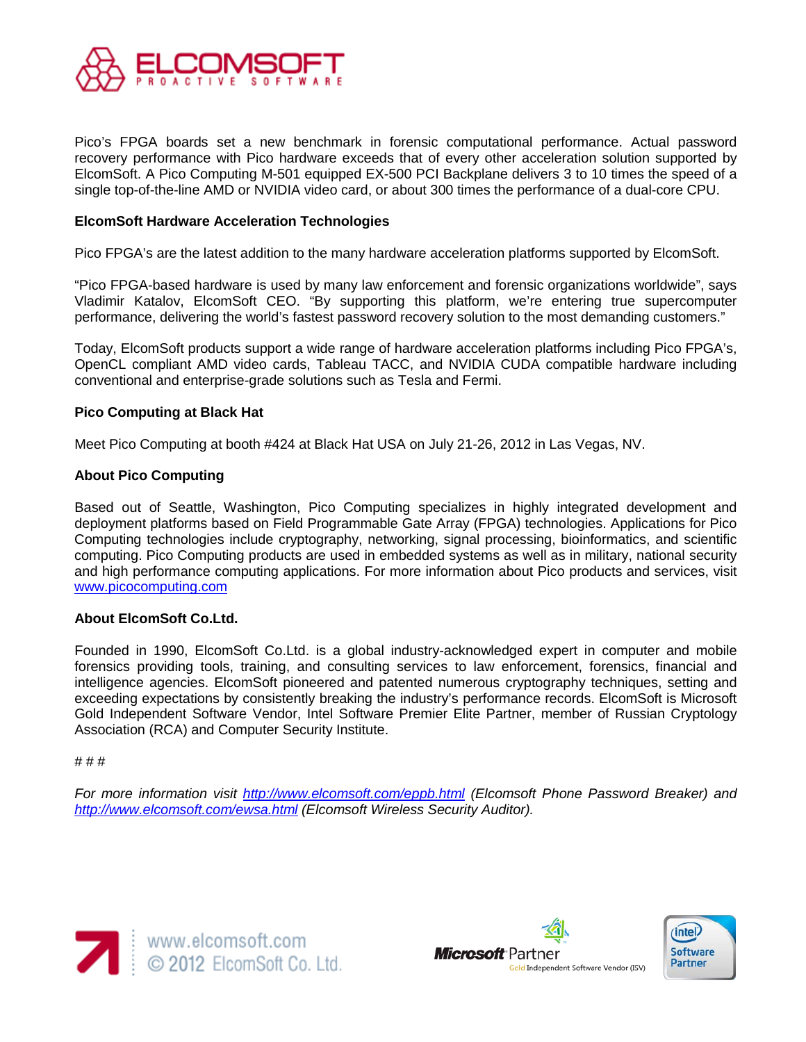Pico's FPGA boards set a new benchmark in forensic computational performance. Actual password recovery performance with Pico hardware exceeds that of every other acceleration solution supported by ElcomSoft. A Pico Computing M-501 equipped EX-500 PCI Backplane delivers 3 to 10 times the speed of a single top-of-the-line AMD or NVIDIA video card, or about 300 times the performance of a dual-core CPU.

**ElcomSoft Hardware Acceleration Technologies**

Pico FPGA's are the latest addition to the many hardware acceleration platforms supported by ElcomSoft.

"Pico FPGA-based hardware is used by many law enforcement and forensic organizations worldwide", says Vladimir Katalov, ElcomSoft CEO. "By supporting this platform, we're entering true supercomputer performance, delivering the world's fastest password recovery solution to the most demanding customers."

Today, ElcomSoft products support a wide range of hardware acceleration platforms including Pico FPGA's, OpenCL compliant AMD video cards, Tableau TACC, and NVIDIA CUDA compatible hardware including conventional and enterprise-grade solutions such as Tesla and Fermi.

**Pico Computing at Black Hat**

Meet Pico Computing at booth #424 at Black Hat USA on July 21-26, 2012 in Las Vegas, NV.

**About Pico Computing**

Based out of Seattle, Washington, Pico Computing specializes in highly integrated development and deployment platforms based on Field Programmable Gate Array (FPGA) technologies. Applications for Pico Computing technologies include cryptography, networking, signal processing, bioinformatics, and scientific computing. Pico Computing products are used in embedded systems as well as in military, national security and high performance computing applications. For more information about Pico products and services, visit [www.picocomputing.com](http://www.picocomputing.com)

**About ElcomSoft Co.Ltd.**

Founded in 1990, ElcomSoft Co.Ltd. is a global industry-acknowledged expert in computer and mobile forensics providing tools, training, and consulting services to law enforcement, forensics, financial and intelligence agencies. ElcomSoft pioneered and patented numerous cryptography techniques, setting and exceeding expectations by consistently breaking the industry's performance records. ElcomSoft is Microsoft Gold Independent Software Vendor, Intel Software Premier Elite Partner, member of Russian Cryptology Association (RCA) and Computer Security Institute.

# # #

*For more information visit [http://www.elcomsoft.com/eppb.html](http://www.elcomsoft.com/eppb.html) (Elcomsoft Phone Password Breaker) and [http://www.elcomsoft.com/ewsa.html](http://www.elcomsoft.com/ewsa.html) (Elcomsoft Wireless Security Auditor).*

www.elcomsoft.com
© 2012 ElcomSoft Co. Ltd.

Microsoft Partner
Gold Independent Software Vendor (ISV)

intel Software Partner